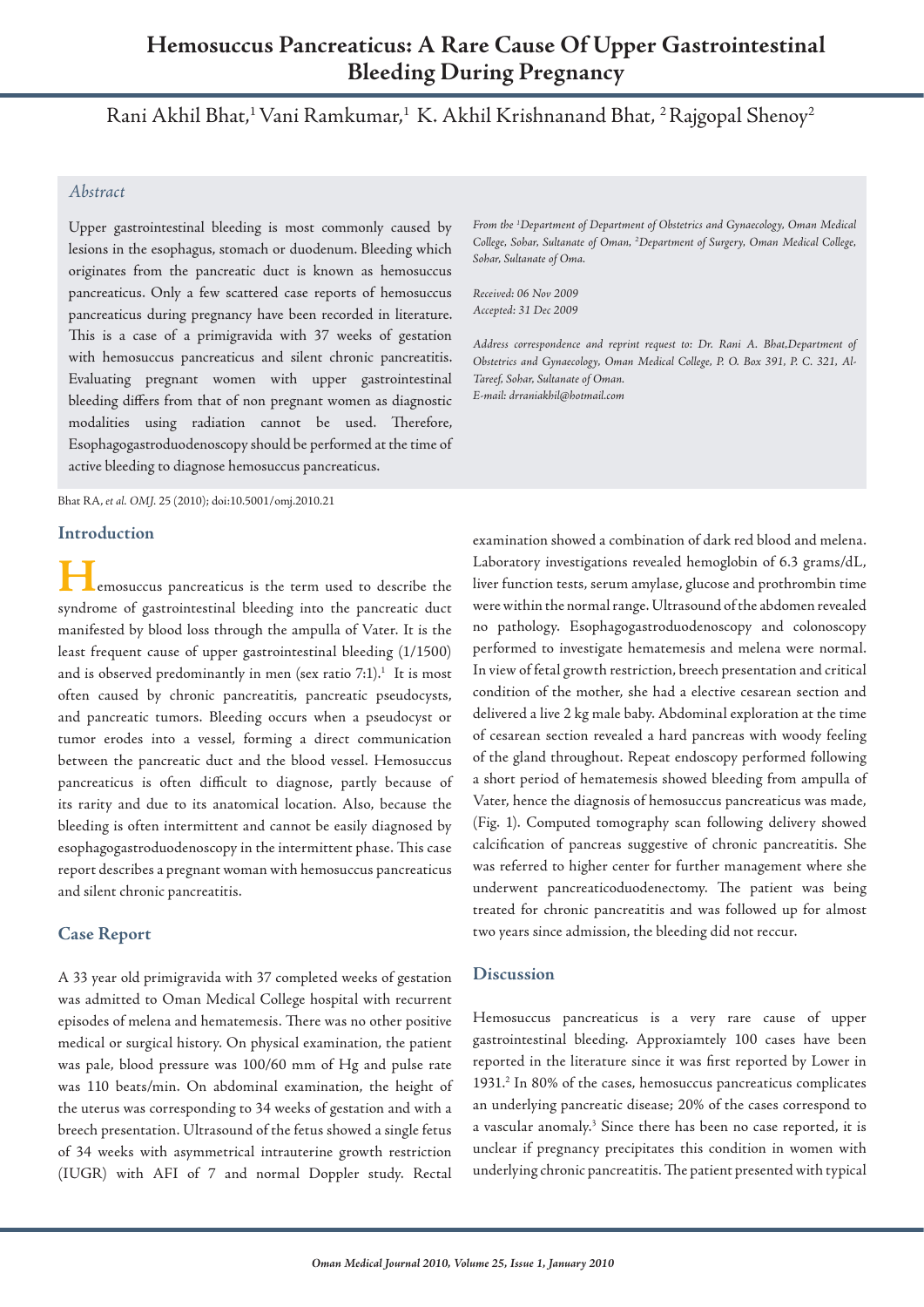# Hemosuccus Pancreaticus: A Rare Cause Of Upper Gastrointestinal Bleeding During Pregnancy

Rani Akhil Bhat,[1] Vani Ramkumar,[1] K. Akhil Krishnanand Bhat, [2] Rajgopal Shenoy[2]

## Abstract

Upper gastrointestinal bleeding is most commonly caused by lesions in the esophagus, stomach or duodenum. Bleeding which originates from the pancreatic duct is known as hemosuccus pancreaticus. Only a few scattered case reports of hemosuccus pancreaticus during pregnancy have been recorded in literature. This is a case of a primigravida with 37 weeks of gestation with hemosuccus pancreaticus and silent chronic pancreatitis. Evaluating pregnant women with upper gastrointestinal bleeding differs from that of non pregnant women as diagnostic modalities using radiation cannot be used. Therefore, Esophagogastroduodenoscopy should be performed at the time of active bleeding to diagnose hemosuccus pancreaticus.

*From the [1]Department of Department of Obstetrics and Gynaecology, Oman Medical College, Sohar, Sultanate of Oman, [2]Department of Surgery, Oman Medical College, Sohar, Sultanate of Oma.*

*Received: 06 Nov 2009*
*Accepted: 31 Dec 2009*

*Address correspondence and reprint request to: Dr. Rani A. Bhat,Department of Obstetrics and Gynaecology, Oman Medical College, P. O. Box 391, P. C. 321, Al-Tareef, Sohar, Sultanate of Oman.*
*E-mail: drraniakhil@hotmail.com*

Bhat RA, *et al. OMJ.* 25 (2010); doi:10.5001/omj.2010.21

## Introduction

Hemosuccus pancreaticus is the term used to describe the syndrome of gastrointestinal bleeding into the pancreatic duct manifested by blood loss through the ampulla of Vater. It is the least frequent cause of upper gastrointestinal bleeding (1/1500) and is observed predominantly in men (sex ratio 7:1).[1] It is most often caused by chronic pancreatitis, pancreatic pseudocysts, and pancreatic tumors. Bleeding occurs when a pseudocyst or tumor erodes into a vessel, forming a direct communication between the pancreatic duct and the blood vessel. Hemosuccus pancreaticus is often difficult to diagnose, partly because of its rarity and due to its anatomical location. Also, because the bleeding is often intermittent and cannot be easily diagnosed by esophagogastroduodenoscopy in the intermittent phase. This case report describes a pregnant woman with hemosuccus pancreaticus and silent chronic pancreatitis.

## Case Report

A 33 year old primigravida with 37 completed weeks of gestation was admitted to Oman Medical College hospital with recurrent episodes of melena and hematemesis. There was no other positive medical or surgical history. On physical examination, the patient was pale, blood pressure was 100/60 mm of Hg and pulse rate was 110 beats/min. On abdominal examination, the height of the uterus was corresponding to 34 weeks of gestation and with a breech presentation. Ultrasound of the fetus showed a single fetus of 34 weeks with asymmetrical intrauterine growth restriction (IUGR) with AFI of 7 and normal Doppler study. Rectal examination showed a combination of dark red blood and melena. Laboratory investigations revealed hemoglobin of 6.3 grams/dL, liver function tests, serum amylase, glucose and prothrombin time were within the normal range. Ultrasound of the abdomen revealed no pathology. Esophagogastroduodenoscopy and colonoscopy performed to investigate hematemesis and melena were normal. In view of fetal growth restriction, breech presentation and critical condition of the mother, she had a elective cesarean section and delivered a live 2 kg male baby. Abdominal exploration at the time of cesarean section revealed a hard pancreas with woody feeling of the gland throughout. Repeat endoscopy performed following a short period of hematemesis showed bleeding from ampulla of Vater, hence the diagnosis of hemosuccus pancreaticus was made, (Fig. 1). Computed tomography scan following delivery showed calcification of pancreas suggestive of chronic pancreatitis. She was referred to higher center for further management where she underwent pancreaticoduodenectomy. The patient was being treated for chronic pancreatitis and was followed up for almost two years since admission, the bleeding did not reccur.

## Discussion

Hemosuccus pancreaticus is a very rare cause of upper gastrointestinal bleeding. Approxiamtely 100 cases have been reported in the literature since it was first reported by Lower in 1931.[2] In 80% of the cases, hemosuccus pancreaticus complicates an underlying pancreatic disease; 20% of the cases correspond to a vascular anomaly.[3] Since there has been no case reported, it is unclear if pregnancy precipitates this condition in women with underlying chronic pancreatitis. The patient presented with typical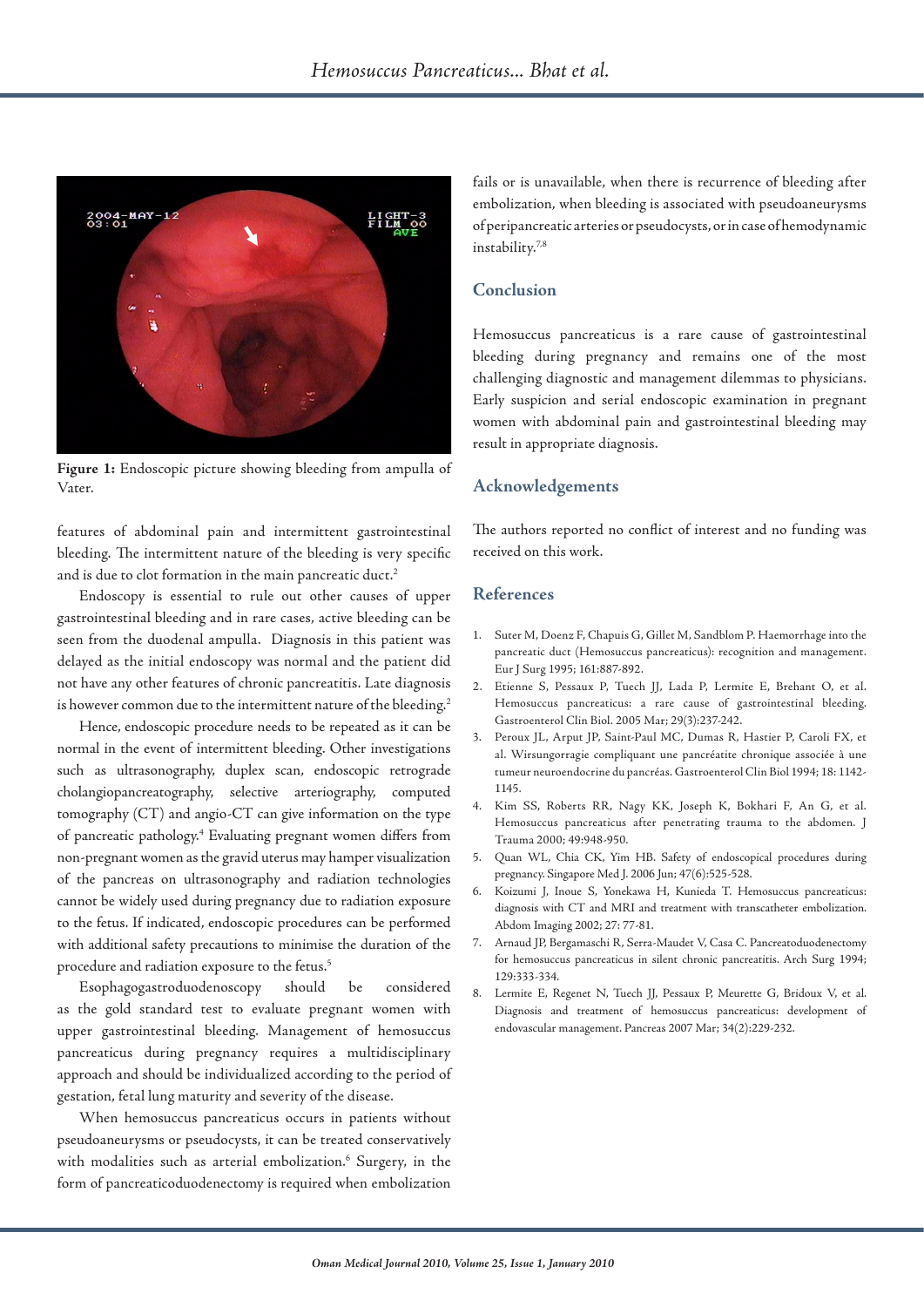Figure 1: Endoscopic picture showing bleeding from ampulla of Vater.

features of abdominal pain and intermittent gastrointestinal bleeding. The intermittent nature of the bleeding is very specific and is due to clot formation in the main pancreatic duct.[2]

Endoscopy is essential to rule out other causes of upper gastrointestinal bleeding and in rare cases, active bleeding can be seen from the duodenal ampulla. Diagnosis in this patient was delayed as the initial endoscopy was normal and the patient did not have any other features of chronic pancreatitis. Late diagnosis is however common due to the intermittent nature of the bleeding.[2]

Hence, endoscopic procedure needs to be repeated as it can be normal in the event of intermittent bleeding. Other investigations such as ultrasonography, duplex scan, endoscopic retrograde cholangiopancreatography, selective arteriography, computed tomography (CT) and angio-CT can give information on the type of pancreatic pathology.[4] Evaluating pregnant women differs from non-pregnant women as the gravid uterus may hamper visualization of the pancreas on ultrasonography and radiation technologies cannot be widely used during pregnancy due to radiation exposure to the fetus. If indicated, endoscopic procedures can be performed with additional safety precautions to minimise the duration of the procedure and radiation exposure to the fetus.[5]

Esophagogastroduodenoscopy should be considered as the gold standard test to evaluate pregnant women with upper gastrointestinal bleeding. Management of hemosuccus pancreaticus during pregnancy requires a multidisciplinary approach and should be individualized according to the period of gestation, fetal lung maturity and severity of the disease.

When hemosuccus pancreaticus occurs in patients without pseudoaneurysms or pseudocysts, it can be treated conservatively with modalities such as arterial embolization.[6] Surgery, in the form of pancreaticoduodenectomy is required when embolization fails or is unavailable, when there is recurrence of bleeding after embolization, when bleeding is associated with pseudoaneurysms of peripancreatic arteries or pseudocysts, or in case of hemodynamic instability.[7,8]

## Conclusion

Hemosuccus pancreaticus is a rare cause of gastrointestinal bleeding during pregnancy and remains one of the most challenging diagnostic and management dilemmas to physicians. Early suspicion and serial endoscopic examination in pregnant women with abdominal pain and gastrointestinal bleeding may result in appropriate diagnosis.

## Acknowledgements

The authors reported no conflict of interest and no funding was received on this work.

## References

1. Suter M, Doenz F, Chapuis G, Gillet M, Sandblom P. Haemorrhage into the pancreatic duct (Hemosuccus pancreaticus): recognition and management. Eur J Surg 1995; 161:887-892.
2. Etienne S, Pessaux P, Tuech JJ, Lada P, Lermite E, Brehant O, et al. Hemosuccus pancreaticus: a rare cause of gastrointestinal bleeding. Gastroenterol Clin Biol. 2005 Mar; 29(3):237-242.
3. Peroux JL, Arput JP, Saint-Paul MC, Dumas R, Hastier P, Caroli FX, et al. Wirsungorragie compliquant une pancréatite chronique associée à une tumeur neuroendocrine du pancréas. Gastroenterol Clin Biol 1994; 18: 1142-1145.
4. Kim SS, Roberts RR, Nagy KK, Joseph K, Bokhari F, An G, et al. Hemosuccus pancreaticus after penetrating trauma to the abdomen. J Trauma 2000; 49:948-950.
5. Quan WL, Chia CK, Yim HB. Safety of endoscopical procedures during pregnancy. Singapore Med J. 2006 Jun; 47(6):525-528.
6. Koizumi J, Inoue S, Yonekawa H, Kunieda T. Hemosuccus pancreaticus: diagnosis with CT and MRI and treatment with transcatheter embolization. Abdom Imaging 2002; 27: 77-81.
7. Arnaud JP, Bergamaschi R, Serra-Maudet V, Casa C. Pancreatoduodenectomy for hemosuccus pancreaticus in silent chronic pancreatitis. Arch Surg 1994; 129:333-334.
8. Lermite E, Regenet N, Tuech JJ, Pessaux P, Meurette G, Bridoux V, et al. Diagnosis and treatment of hemosuccus pancreaticus: development of endovascular management. Pancreas 2007 Mar; 34(2):229-232.